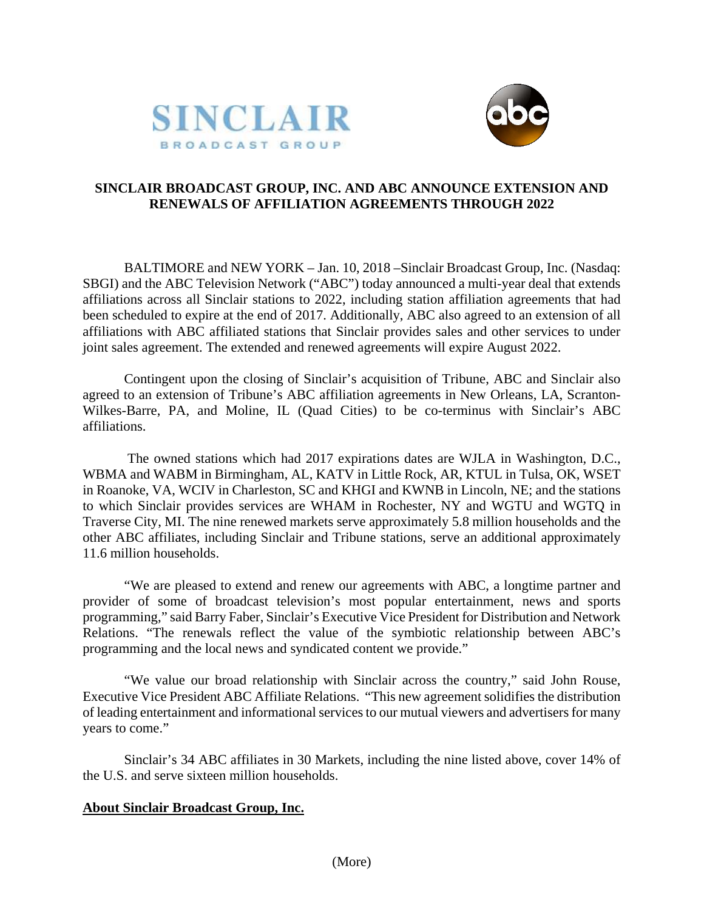# SINCLAIR BROADCAST GROUP, INC. AND ABC ANNOUNCE EXTENSION AND RENEWALS OF AFFILIATION AGREEMENTS THROUGH 2022

BALTIMORE and NEW YORK – Jan. 10, 2018 –Sinclair Broadcast Group, Inc. (Nasdaq: SBGI) and the ABC Television Network ("ABC") today announced a multi-year deal that extends affiliations across all Sinclair stations to 2022, including station affiliation agreements that had been scheduled to expire at the end of 2017. Additionally, ABC also agreed to an extension of all affiliations with ABC affiliated stations that Sinclair provides sales and other services to under joint sales agreement. The extended and renewed agreements will expire August 2022.

Contingent upon the closing of Sinclair's acquisition of Tribune, ABC and Sinclair also agreed to an extension of Tribune's ABC affiliation agreements in New Orleans, LA, Scranton-Wilkes-Barre, PA, and Moline, IL (Quad Cities) to be co-terminus with Sinclair's ABC affiliations.

The owned stations which had 2017 expirations dates are WJLA in Washington, D.C., WBMA and WABM in Birmingham, AL, KATV in Little Rock, AR, KTUL in Tulsa, OK, WSET in Roanoke, VA, WCIV in Charleston, SC and KHGI and KWNB in Lincoln, NE; and the stations to which Sinclair provides services are WHAM in Rochester, NY and WGTU and WGTQ in Traverse City, MI. The nine renewed markets serve approximately 5.8 million households and the other ABC affiliates, including Sinclair and Tribune stations, serve an additional approximately 11.6 million households.

"We are pleased to extend and renew our agreements with ABC, a longtime partner and provider of some of broadcast television's most popular entertainment, news and sports programming," said Barry Faber, Sinclair's Executive Vice President for Distribution and Network Relations. "The renewals reflect the value of the symbiotic relationship between ABC's programming and the local news and syndicated content we provide."

"We value our broad relationship with Sinclair across the country," said John Rouse, Executive Vice President ABC Affiliate Relations. "This new agreement solidifies the distribution of leading entertainment and informational services to our mutual viewers and advertisers for many years to come."

Sinclair's 34 ABC affiliates in 30 Markets, including the nine listed above, cover 14% of the U.S. and serve sixteen million households.

## About Sinclair Broadcast Group, Inc.

(More)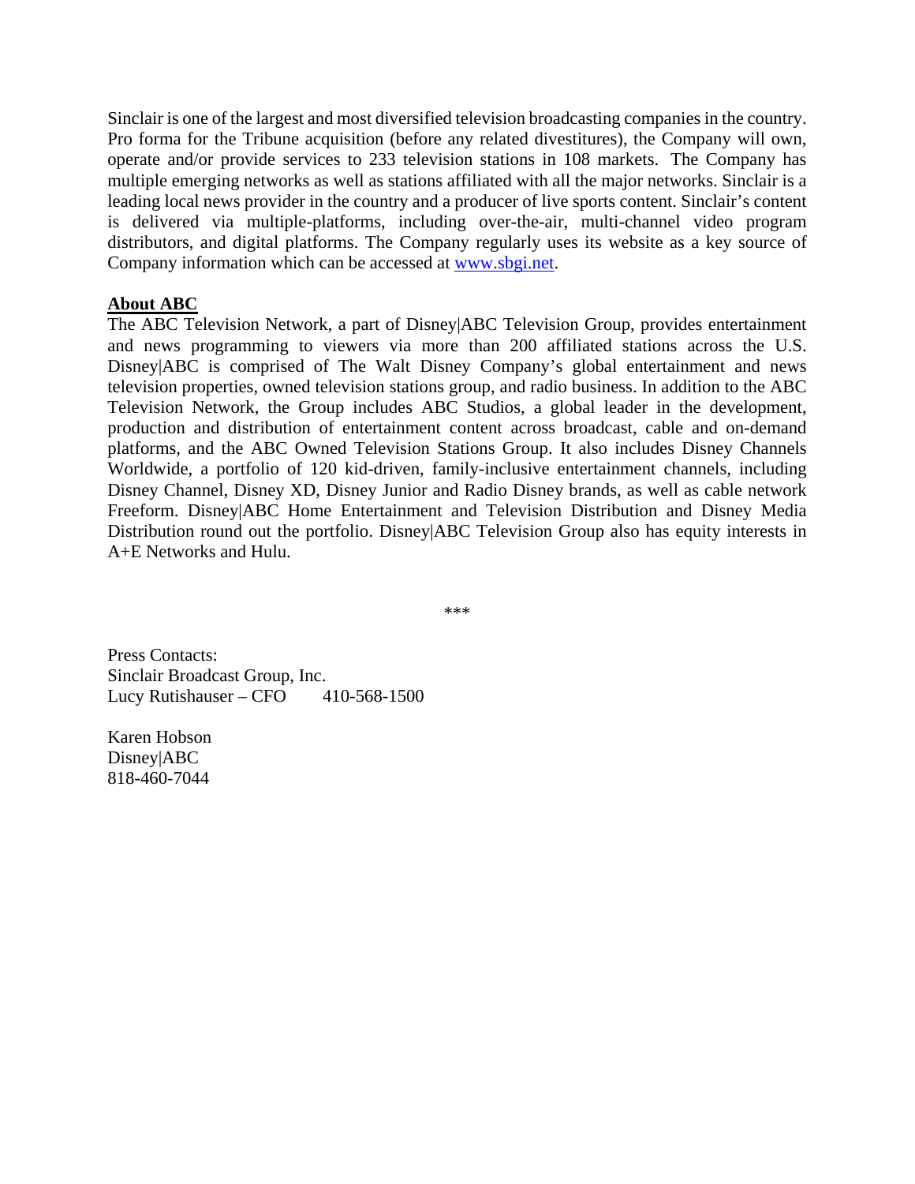Sinclair is one of the largest and most diversified television broadcasting companies in the country. Pro forma for the Tribune acquisition (before any related divestitures), the Company will own, operate and/or provide services to 233 television stations in 108 markets. The Company has multiple emerging networks as well as stations affiliated with all the major networks. Sinclair is a leading local news provider in the country and a producer of live sports content. Sinclair's content is delivered via multiple-platforms, including over-the-air, multi-channel video program distributors, and digital platforms. The Company regularly uses its website as a key source of Company information which can be accessed at www.sbgi.net.

**About ABC**

The ABC Television Network, a part of Disney|ABC Television Group, provides entertainment and news programming to viewers via more than 200 affiliated stations across the U.S. Disney|ABC is comprised of The Walt Disney Company's global entertainment and news television properties, owned television stations group, and radio business. In addition to the ABC Television Network, the Group includes ABC Studios, a global leader in the development, production and distribution of entertainment content across broadcast, cable and on-demand platforms, and the ABC Owned Television Stations Group. It also includes Disney Channels Worldwide, a portfolio of 120 kid-driven, family-inclusive entertainment channels, including Disney Channel, Disney XD, Disney Junior and Radio Disney brands, as well as cable network Freeform. Disney|ABC Home Entertainment and Television Distribution and Disney Media Distribution round out the portfolio. Disney|ABC Television Group also has equity interests in A+E Networks and Hulu.

***

Press Contacts:
Sinclair Broadcast Group, Inc.
Lucy Rutishauser – CFO 410-568-1500

Karen Hobson
Disney|ABC
818-460-7044